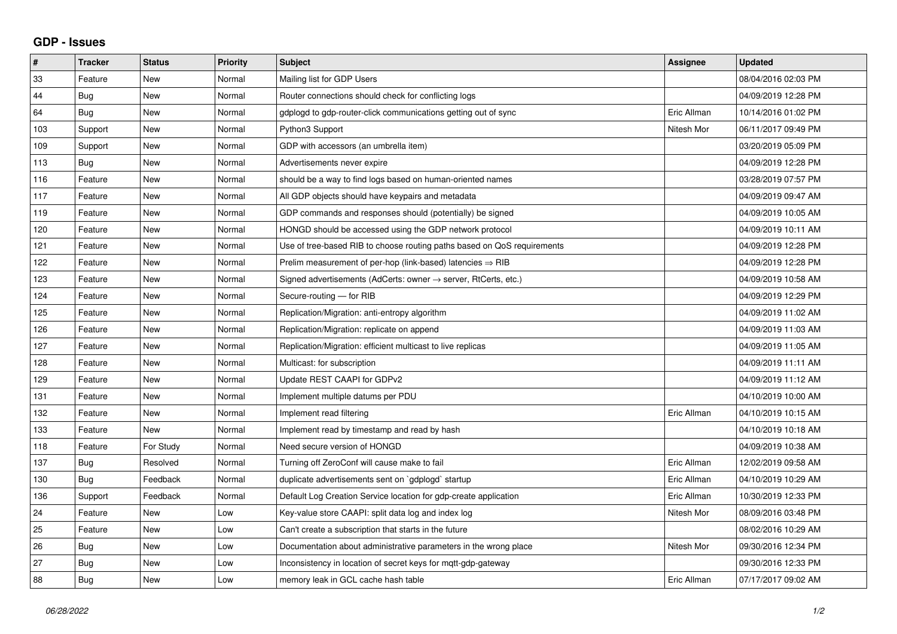# GDP - Issues

| # | Tracker | Status | Priority | Subject | Assignee | Updated |
|---|---|---|---|---|---|---|
| 33 | Feature | New | Normal | Mailing list for GDP Users | | 08/04/2016 02:03 PM |
| 44 | Bug | New | Normal | Router connections should check for conflicting logs | | 04/09/2019 12:28 PM |
| 64 | Bug | New | Normal | gdplogd to gdp-router-click communications getting out of sync | Eric Allman | 10/14/2016 01:02 PM |
| 103 | Support | New | Normal | Python3 Support | Nitesh Mor | 06/11/2017 09:49 PM |
| 109 | Support | New | Normal | GDP with accessors (an umbrella item) | | 03/20/2019 05:09 PM |
| 113 | Bug | New | Normal | Advertisements never expire | | 04/09/2019 12:28 PM |
| 116 | Feature | New | Normal | should be a way to find logs based on human-oriented names | | 03/28/2019 07:57 PM |
| 117 | Feature | New | Normal | All GDP objects should have keypairs and metadata | | 04/09/2019 09:47 AM |
| 119 | Feature | New | Normal | GDP commands and responses should (potentially) be signed | | 04/09/2019 10:05 AM |
| 120 | Feature | New | Normal | HONGD should be accessed using the GDP network protocol | | 04/09/2019 10:11 AM |
| 121 | Feature | New | Normal | Use of tree-based RIB to choose routing paths based on QoS requirements | | 04/09/2019 12:28 PM |
| 122 | Feature | New | Normal | Prelim measurement of per-hop (link-based) latencies ⇒ RIB | | 04/09/2019 12:28 PM |
| 123 | Feature | New | Normal | Signed advertisements (AdCerts: owner → server, RtCerts, etc.) | | 04/09/2019 10:58 AM |
| 124 | Feature | New | Normal | Secure-routing — for RIB | | 04/09/2019 12:29 PM |
| 125 | Feature | New | Normal | Replication/Migration: anti-entropy algorithm | | 04/09/2019 11:02 AM |
| 126 | Feature | New | Normal | Replication/Migration: replicate on append | | 04/09/2019 11:03 AM |
| 127 | Feature | New | Normal | Replication/Migration: efficient multicast to live replicas | | 04/09/2019 11:05 AM |
| 128 | Feature | New | Normal | Multicast: for subscription | | 04/09/2019 11:11 AM |
| 129 | Feature | New | Normal | Update REST CAAPI for GDPv2 | | 04/09/2019 11:12 AM |
| 131 | Feature | New | Normal | Implement multiple datums per PDU | | 04/10/2019 10:00 AM |
| 132 | Feature | New | Normal | Implement read filtering | Eric Allman | 04/10/2019 10:15 AM |
| 133 | Feature | New | Normal | Implement read by timestamp and read by hash | | 04/10/2019 10:18 AM |
| 118 | Feature | For Study | Normal | Need secure version of HONGD | | 04/09/2019 10:38 AM |
| 137 | Bug | Resolved | Normal | Turning off ZeroConf will cause make to fail | Eric Allman | 12/02/2019 09:58 AM |
| 130 | Bug | Feedback | Normal | duplicate advertisements sent on `gdplogd` startup | Eric Allman | 04/10/2019 10:29 AM |
| 136 | Support | Feedback | Normal | Default Log Creation Service location for gdp-create application | Eric Allman | 10/30/2019 12:33 PM |
| 24 | Feature | New | Low | Key-value store CAAPI: split data log and index log | Nitesh Mor | 08/09/2016 03:48 PM |
| 25 | Feature | New | Low | Can't create a subscription that starts in the future | | 08/02/2016 10:29 AM |
| 26 | Bug | New | Low | Documentation about administrative parameters in the wrong place | Nitesh Mor | 09/30/2016 12:34 PM |
| 27 | Bug | New | Low | Inconsistency in location of secret keys for mqtt-gdp-gateway | | 09/30/2016 12:33 PM |
| 88 | Bug | New | Low | memory leak in GCL cache hash table | Eric Allman | 07/17/2017 09:02 AM |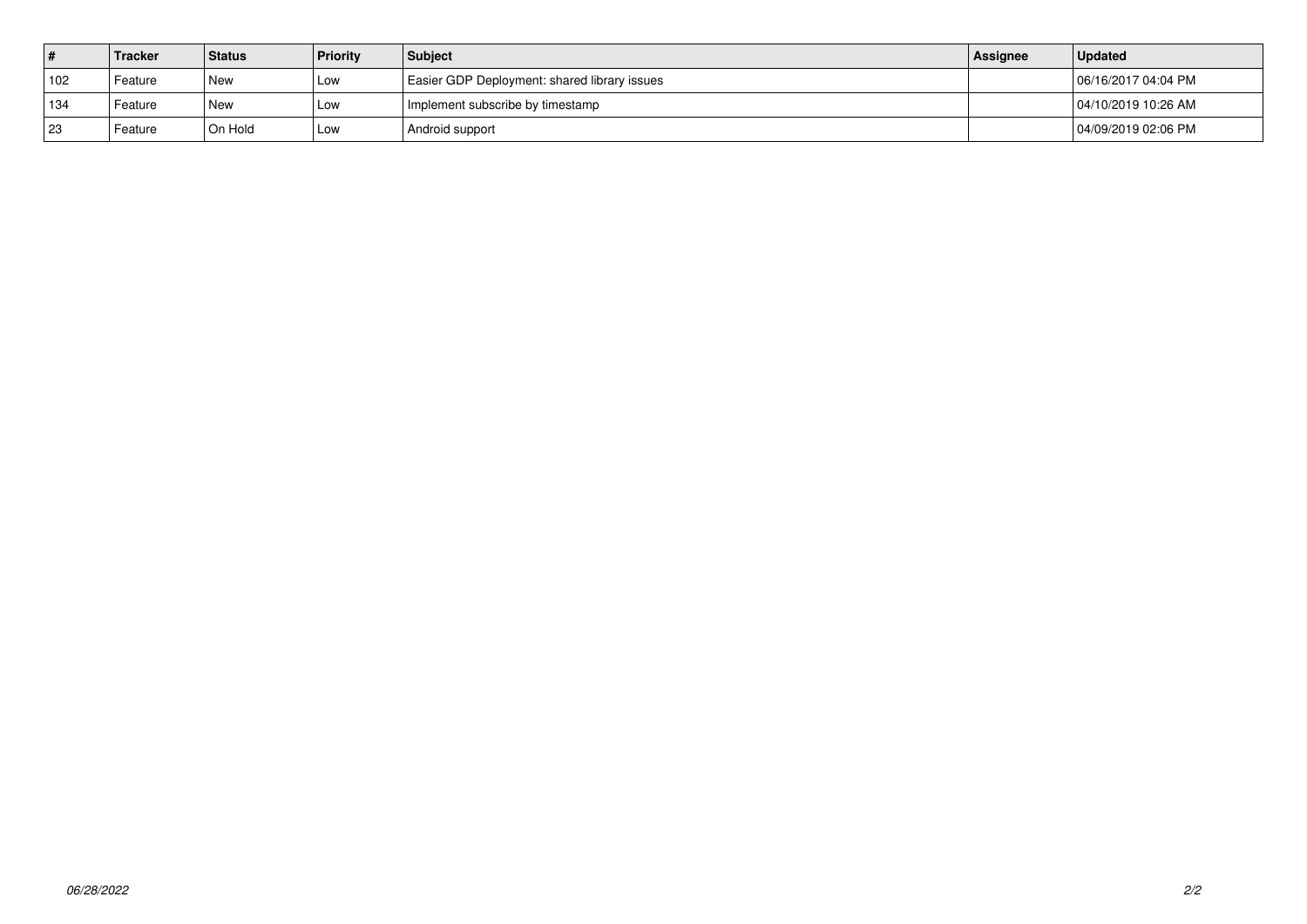| # | Tracker | Status | Priority | Subject | Assignee | Updated |
|---|---|---|---|---|---|---|
| 102 | Feature | New | Low | Easier GDP Deployment: shared library issues | | 06/16/2017 04:04 PM |
| 134 | Feature | New | Low | Implement subscribe by timestamp | | 04/10/2019 10:26 AM |
| 23 | Feature | On Hold | Low | Android support | | 04/09/2019 02:06 PM |